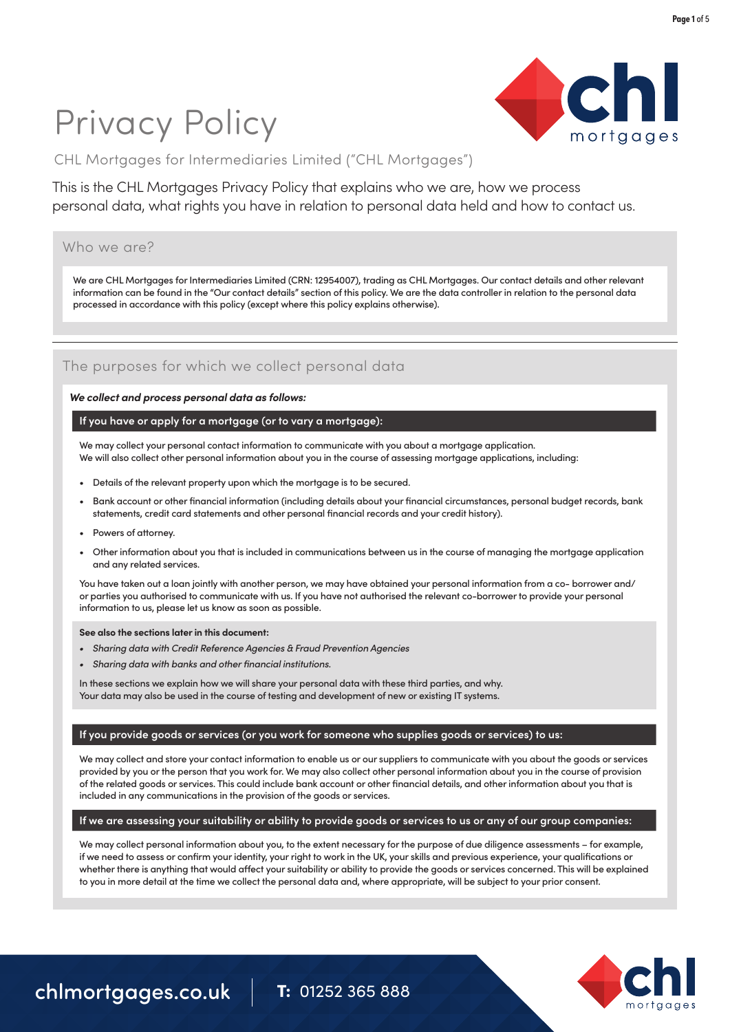# Privacy Policy

CHL Mortgages for Intermediaries Limited ("CHL Mortgages")

This is the CHL Mortgages Privacy Policy that explains who we are, how we process personal data, what rights you have in relation to personal data held and how to contact us.

## Who we are?

We are CHL Mortgages for Intermediaries Limited (CRN: 12954007), trading as CHL Mortgages. Our contact details and other relevant information can be found in the "Our contact details" section of this policy. We are the data controller in relation to the personal data processed in accordance with this policy (except where this policy explains otherwise).

## The purposes for which we collect personal data

***We collect and process personal data as follows:***

### If you have or apply for a mortgage (or to vary a mortgage):

We may collect your personal contact information to communicate with you about a mortgage application.
We will also collect other personal information about you in the course of assessing mortgage applications, including:

- Details of the relevant property upon which the mortgage is to be secured.
- Bank account or other financial information (including details about your financial circumstances, personal budget records, bank statements, credit card statements and other personal financial records and your credit history).
- Powers of attorney.
- Other information about you that is included in communications between us in the course of managing the mortgage application and any related services.

You have taken out a loan jointly with another person, we may have obtained your personal information from a co- borrower and/or parties you authorised to communicate with us. If you have not authorised the relevant co-borrower to provide your personal information to us, please let us know as soon as possible.

**See also the sections later in this document:**

- *Sharing data with Credit Reference Agencies & Fraud Prevention Agencies*
- *Sharing data with banks and other financial institutions.*

In these sections we explain how we will share your personal data with these third parties, and why.
Your data may also be used in the course of testing and development of new or existing IT systems.

### If you provide goods or services (or you work for someone who supplies goods or services) to us:

We may collect and store your contact information to enable us or our suppliers to communicate with you about the goods or services provided by you or the person that you work for. We may also collect other personal information about you in the course of provision of the related goods or services. This could include bank account or other financial details, and other information about you that is included in any communications in the provision of the goods or services.

### If we are assessing your suitability or ability to provide goods or services to us or any of our group companies:

We may collect personal information about you, to the extent necessary for the purpose of due diligence assessments – for example, if we need to assess or confirm your identity, your right to work in the UK, your skills and previous experience, your qualifications or whether there is anything that would affect your suitability or ability to provide the goods or services concerned. This will be explained to you in more detail at the time we collect the personal data and, where appropriate, will be subject to your prior consent.

chlmortgages.co.uk | **T:** 01252 365 888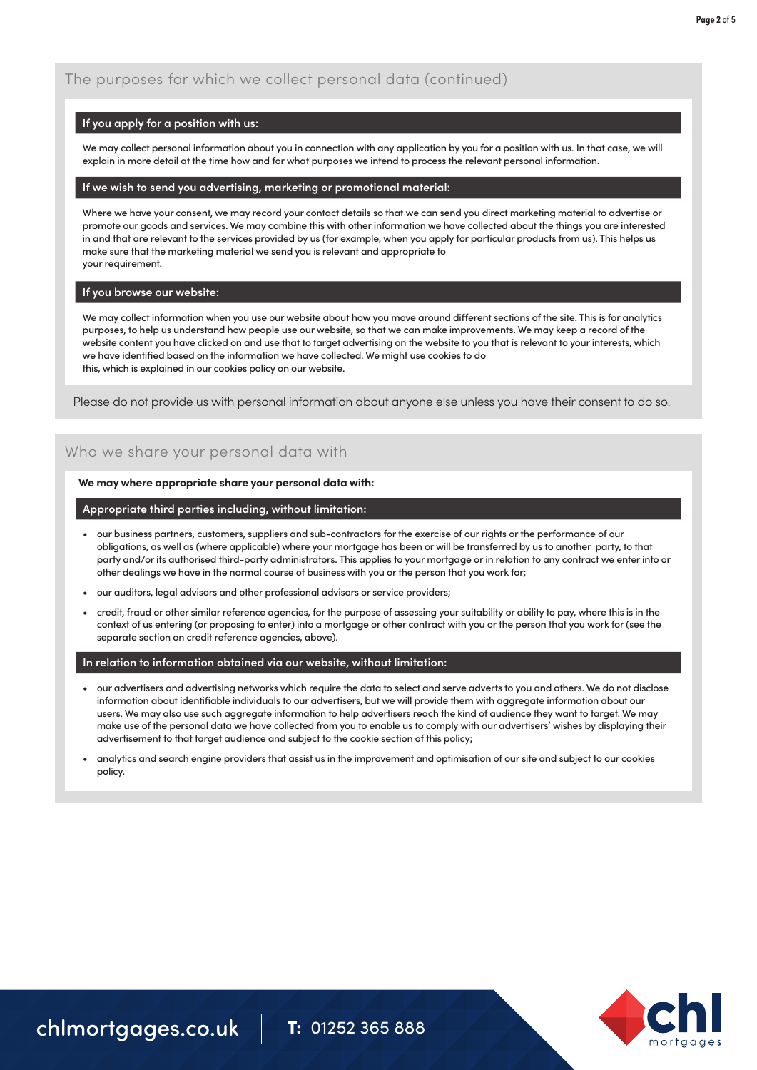## The purposes for which we collect personal data (continued)

### If you apply for a position with us:

We may collect personal information about you in connection with any application by you for a position with us. In that case, we will explain in more detail at the time how and for what purposes we intend to process the relevant personal information.

### If we wish to send you advertising, marketing or promotional material:

Where we have your consent, we may record your contact details so that we can send you direct marketing material to advertise or promote our goods and services. We may combine this with other information we have collected about the things you are interested in and that are relevant to the services provided by us (for example, when you apply for particular products from us). This helps us make sure that the marketing material we send you is relevant and appropriate to your requirement.

### If you browse our website:

We may collect information when you use our website about how you move around different sections of the site. This is for analytics purposes, to help us understand how people use our website, so that we can make improvements. We may keep a record of the website content you have clicked on and use that to target advertising on the website to you that is relevant to your interests, which we have identified based on the information we have collected. We might use cookies to do this, which is explained in our cookies policy on our website.

Please do not provide us with personal information about anyone else unless you have their consent to do so.

## Who we share your personal data with

**We may where appropriate share your personal data with:**

### Appropriate third parties including, without limitation:

- our business partners, customers, suppliers and sub-contractors for the exercise of our rights or the performance of our obligations, as well as (where applicable) where your mortgage has been or will be transferred by us to another party, to that party and/or its authorised third-party administrators. This applies to your mortgage or in relation to any contract we enter into or other dealings we have in the normal course of business with you or the person that you work for;
- our auditors, legal advisors and other professional advisors or service providers;
- credit, fraud or other similar reference agencies, for the purpose of assessing your suitability or ability to pay, where this is in the context of us entering (or proposing to enter) into a mortgage or other contract with you or the person that you work for (see the separate section on credit reference agencies, above).

### In relation to information obtained via our website, without limitation:

- our advertisers and advertising networks which require the data to select and serve adverts to you and others. We do not disclose information about identifiable individuals to our advertisers, but we will provide them with aggregate information about our users. We may also use such aggregate information to help advertisers reach the kind of audience they want to target. We may make use of the personal data we have collected from you to enable us to comply with our advertisers' wishes by displaying their advertisement to that target audience and subject to the cookie section of this policy;
- analytics and search engine providers that assist us in the improvement and optimisation of our site and subject to our cookies policy.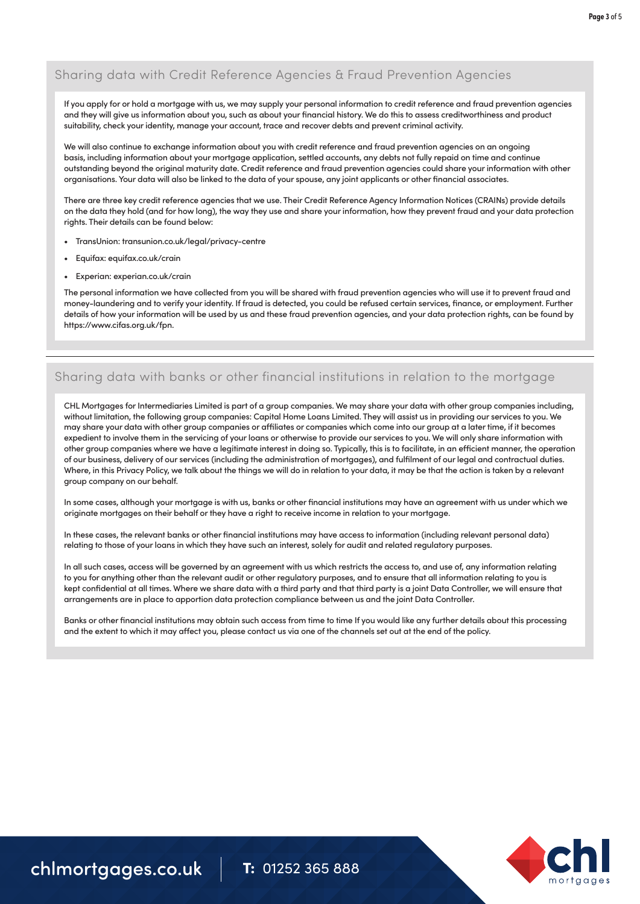## Sharing data with Credit Reference Agencies & Fraud Prevention Agencies

If you apply for or hold a mortgage with us, we may supply your personal information to credit reference and fraud prevention agencies and they will give us information about you, such as about your financial history. We do this to assess creditworthiness and product suitability, check your identity, manage your account, trace and recover debts and prevent criminal activity.

We will also continue to exchange information about you with credit reference and fraud prevention agencies on an ongoing basis, including information about your mortgage application, settled accounts, any debts not fully repaid on time and continue outstanding beyond the original maturity date. Credit reference and fraud prevention agencies could share your information with other organisations. Your data will also be linked to the data of your spouse, any joint applicants or other financial associates.

There are three key credit reference agencies that we use. Their Credit Reference Agency Information Notices (CRAINs) provide details on the data they hold (and for how long), the way they use and share your information, how they prevent fraud and your data protection rights. Their details can be found below:

- TransUnion: transunion.co.uk/legal/privacy-centre
- Equifax: equifax.co.uk/crain
- Experian: experian.co.uk/crain

The personal information we have collected from you will be shared with fraud prevention agencies who will use it to prevent fraud and money-laundering and to verify your identity. If fraud is detected, you could be refused certain services, finance, or employment. Further details of how your information will be used by us and these fraud prevention agencies, and your data protection rights, can be found by https://www.cifas.org.uk/fpn.

## Sharing data with banks or other financial institutions in relation to the mortgage

CHL Mortgages for Intermediaries Limited is part of a group companies. We may share your data with other group companies including, without limitation, the following group companies: Capital Home Loans Limited. They will assist us in providing our services to you. We may share your data with other group companies or affiliates or companies which come into our group at a later time, if it becomes expedient to involve them in the servicing of your loans or otherwise to provide our services to you. We will only share information with other group companies where we have a legitimate interest in doing so. Typically, this is to facilitate, in an efficient manner, the operation of our business, delivery of our services (including the administration of mortgages), and fulfilment of our legal and contractual duties. Where, in this Privacy Policy, we talk about the things we will do in relation to your data, it may be that the action is taken by a relevant group company on our behalf.

In some cases, although your mortgage is with us, banks or other financial institutions may have an agreement with us under which we originate mortgages on their behalf or they have a right to receive income in relation to your mortgage.

In these cases, the relevant banks or other financial institutions may have access to information (including relevant personal data) relating to those of your loans in which they have such an interest, solely for audit and related regulatory purposes.

In all such cases, access will be governed by an agreement with us which restricts the access to, and use of, any information relating to you for anything other than the relevant audit or other regulatory purposes, and to ensure that all information relating to you is kept confidential at all times. Where we share data with a third party and that third party is a joint Data Controller, we will ensure that arrangements are in place to apportion data protection compliance between us and the joint Data Controller.

Banks or other financial institutions may obtain such access from time to time If you would like any further details about this processing and the extent to which it may affect you, please contact us via one of the channels set out at the end of the policy.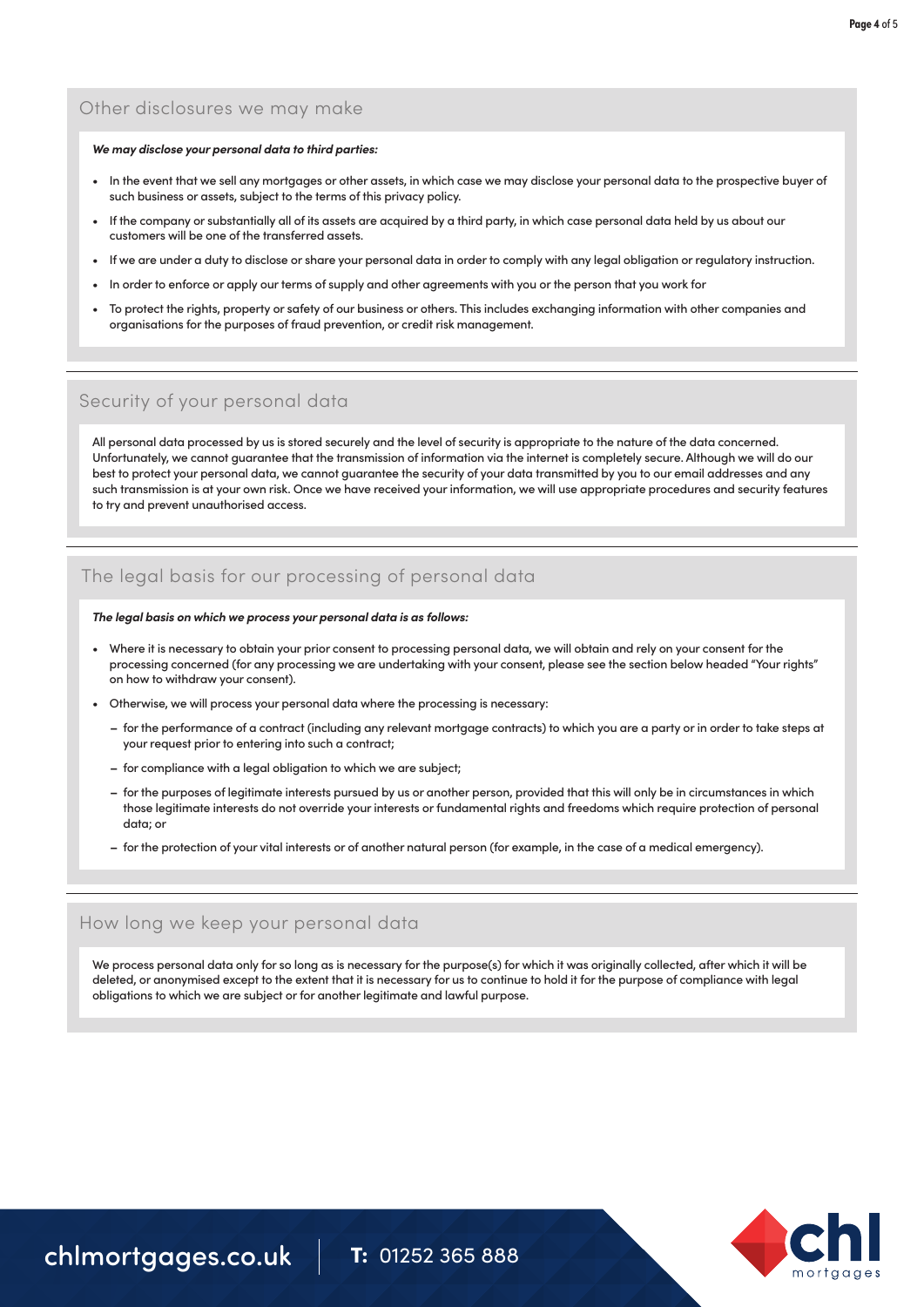## Other disclosures we may make

***We may disclose your personal data to third parties:***

- In the event that we sell any mortgages or other assets, in which case we may disclose your personal data to the prospective buyer of such business or assets, subject to the terms of this privacy policy.
- If the company or substantially all of its assets are acquired by a third party, in which case personal data held by us about our customers will be one of the transferred assets.
- If we are under a duty to disclose or share your personal data in order to comply with any legal obligation or regulatory instruction.
- In order to enforce or apply our terms of supply and other agreements with you or the person that you work for
- To protect the rights, property or safety of our business or others. This includes exchanging information with other companies and organisations for the purposes of fraud prevention, or credit risk management.

## Security of your personal data

All personal data processed by us is stored securely and the level of security is appropriate to the nature of the data concerned. Unfortunately, we cannot guarantee that the transmission of information via the internet is completely secure. Although we will do our best to protect your personal data, we cannot guarantee the security of your data transmitted by you to our email addresses and any such transmission is at your own risk. Once we have received your information, we will use appropriate procedures and security features to try and prevent unauthorised access.

## The legal basis for our processing of personal data

***The legal basis on which we process your personal data is as follows:***

- Where it is necessary to obtain your prior consent to processing personal data, we will obtain and rely on your consent for the processing concerned (for any processing we are undertaking with your consent, please see the section below headed "Your rights" on how to withdraw your consent).
- Otherwise, we will process your personal data where the processing is necessary:
  - for the performance of a contract (including any relevant mortgage contracts) to which you are a party or in order to take steps at your request prior to entering into such a contract;
  - for compliance with a legal obligation to which we are subject;
  - for the purposes of legitimate interests pursued by us or another person, provided that this will only be in circumstances in which those legitimate interests do not override your interests or fundamental rights and freedoms which require protection of personal data; or
  - for the protection of your vital interests or of another natural person (for example, in the case of a medical emergency).

## How long we keep your personal data

We process personal data only for so long as is necessary for the purpose(s) for which it was originally collected, after which it will be deleted, or anonymised except to the extent that it is necessary for us to continue to hold it for the purpose of compliance with legal obligations to which we are subject or for another legitimate and lawful purpose.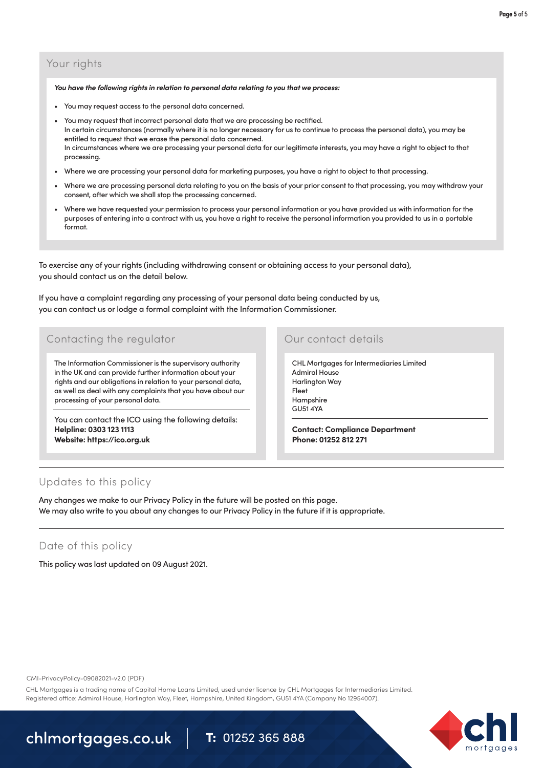## Your rights

***You have the following rights in relation to personal data relating to you that we process:***

- You may request access to the personal data concerned.
- You may request that incorrect personal data that we are processing be rectified.
  In certain circumstances (normally where it is no longer necessary for us to continue to process the personal data), you may be entitled to request that we erase the personal data concerned.
  In circumstances where we are processing your personal data for our legitimate interests, you may have a right to object to that processing.
- Where we are processing your personal data for marketing purposes, you have a right to object to that processing.
- Where we are processing personal data relating to you on the basis of your prior consent to that processing, you may withdraw your consent, after which we shall stop the processing concerned.
- Where we have requested your permission to process your personal information or you have provided us with information for the purposes of entering into a contract with us, you have a right to receive the personal information you provided to us in a portable format.

To exercise any of your rights (including withdrawing consent or obtaining access to your personal data), you should contact us on the detail below.

If you have a complaint regarding any processing of your personal data being conducted by us, you can contact us or lodge a formal complaint with the Information Commissioner.

## Contacting the regulator

The Information Commissioner is the supervisory authority in the UK and can provide further information about your rights and our obligations in relation to your personal data, as well as deal with any complaints that you have about our processing of your personal data.

You can contact the ICO using the following details:
**Helpline: 0303 123 1113**
**Website: https://ico.org.uk**

## Our contact details

CHL Mortgages for Intermediaries Limited
Admiral House
Harlington Way
Fleet
Hampshire
GU51 4YA

**Contact: Compliance Department**
**Phone: 01252 812 271**

## Updates to this policy

Any changes we make to our Privacy Policy in the future will be posted on this page.
We may also write to you about any changes to our Privacy Policy in the future if it is appropriate.

## Date of this policy

This policy was last updated on 09 August 2021.

CMI-PrivacyPolicy-09082021-v2.0 (PDF)

CHL Mortgages is a trading name of Capital Home Loans Limited, used under licence by CHL Mortgages for Intermediaries Limited.
Registered office: Admiral House, Harlington Way, Fleet, Hampshire, United Kingdom, GU51 4YA (Company No 12954007).

chlmortgages.co.uk | **T:** 01252 365 888

chl mortgages